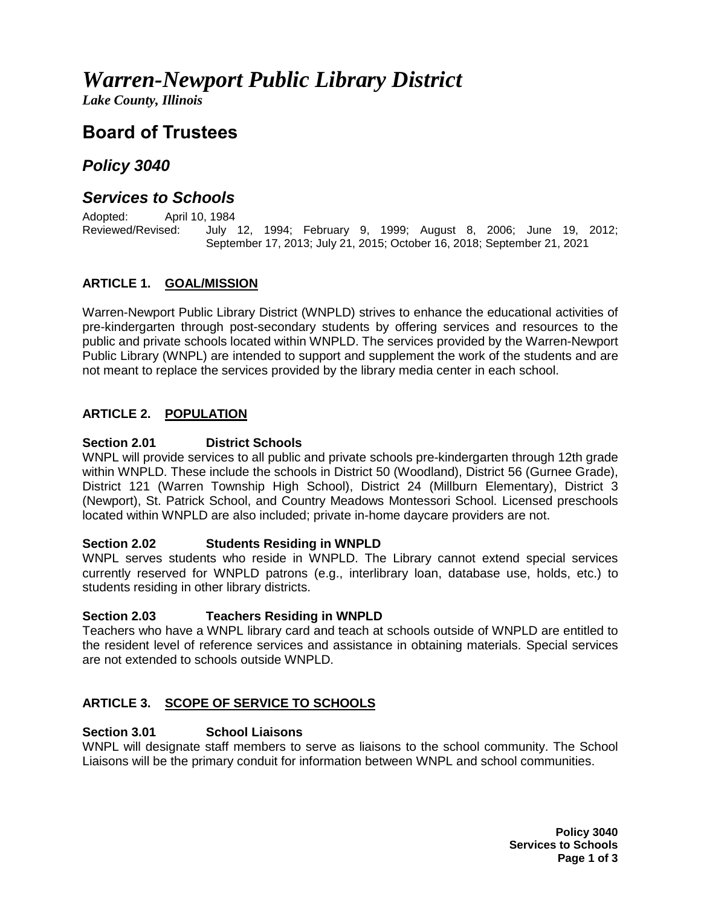# *Warren-Newport Public Library District*

*Lake County, Illinois*

## Board of Trustees

### *Policy 3040*

### *Services to Schools*

Adopted: April 10, 1984
Reviewed/Revised: July 12, 1994; February 9, 1999; August 8, 2006; June 19, 2012; September 17, 2013; July 21, 2015; October 16, 2018; September 21, 2021

#### ARTICLE 1. GOAL/MISSION

Warren-Newport Public Library District (WNPLD) strives to enhance the educational activities of pre-kindergarten through post-secondary students by offering services and resources to the public and private schools located within WNPLD. The services provided by the Warren-Newport Public Library (WNPL) are intended to support and supplement the work of the students and are not meant to replace the services provided by the library media center in each school.

#### ARTICLE 2. POPULATION

**Section 2.01 District Schools**
WNPL will provide services to all public and private schools pre-kindergarten through 12th grade within WNPLD. These include the schools in District 50 (Woodland), District 56 (Gurnee Grade), District 121 (Warren Township High School), District 24 (Millburn Elementary), District 3 (Newport), St. Patrick School, and Country Meadows Montessori School. Licensed preschools located within WNPLD are also included; private in-home daycare providers are not.

**Section 2.02 Students Residing in WNPLD**
WNPL serves students who reside in WNPLD. The Library cannot extend special services currently reserved for WNPLD patrons (e.g., interlibrary loan, database use, holds, etc.) to students residing in other library districts.

**Section 2.03 Teachers Residing in WNPLD**
Teachers who have a WNPL library card and teach at schools outside of WNPLD are entitled to the resident level of reference services and assistance in obtaining materials. Special services are not extended to schools outside WNPLD.

#### ARTICLE 3. SCOPE OF SERVICE TO SCHOOLS

**Section 3.01 School Liaisons**
WNPL will designate staff members to serve as liaisons to the school community. The School Liaisons will be the primary conduit for information between WNPL and school communities.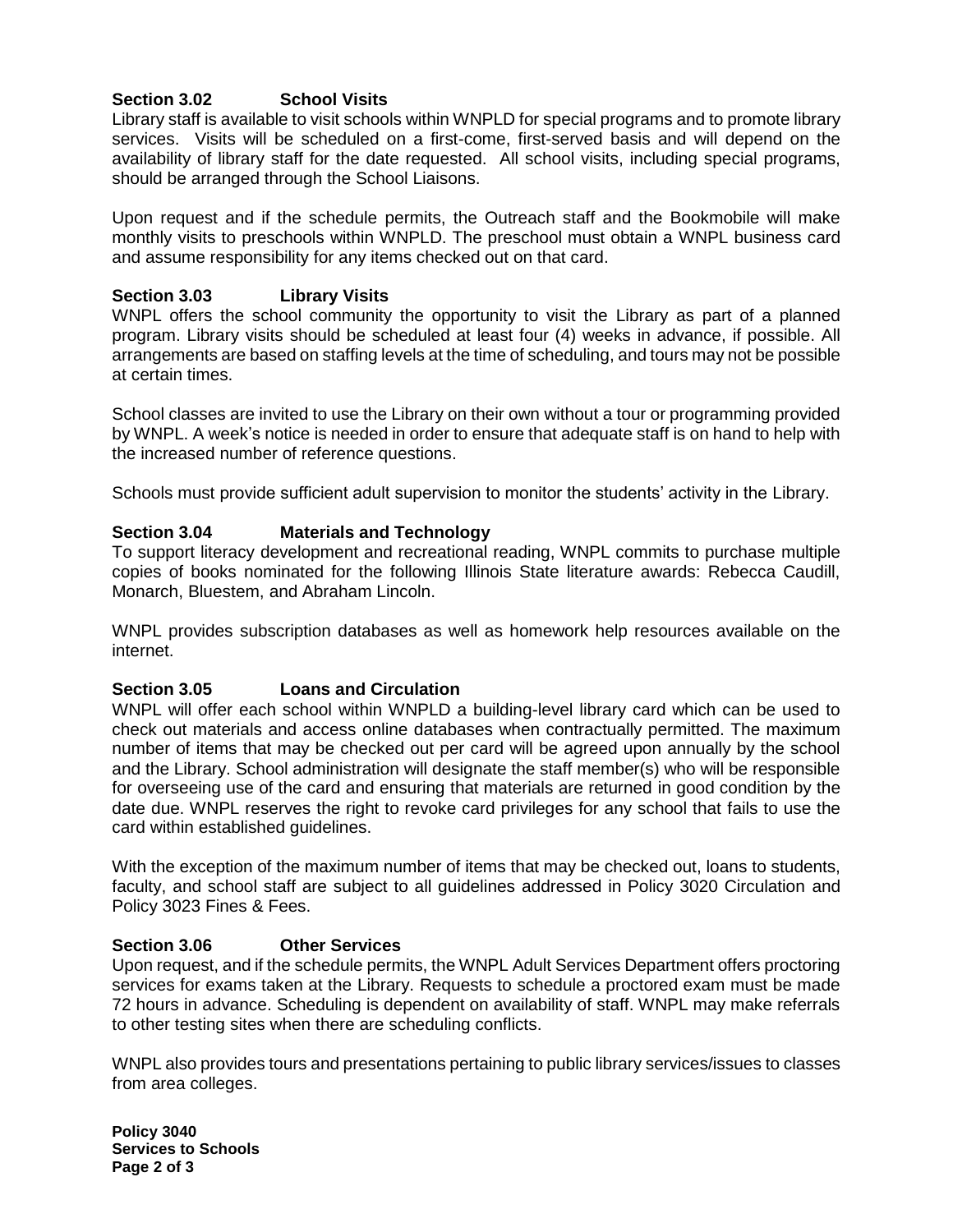### Section 3.02 School Visits

Library staff is available to visit schools within WNPLD for special programs and to promote library services. Visits will be scheduled on a first-come, first-served basis and will depend on the availability of library staff for the date requested. All school visits, including special programs, should be arranged through the School Liaisons.

Upon request and if the schedule permits, the Outreach staff and the Bookmobile will make monthly visits to preschools within WNPLD. The preschool must obtain a WNPL business card and assume responsibility for any items checked out on that card.

### Section 3.03 Library Visits

WNPL offers the school community the opportunity to visit the Library as part of a planned program. Library visits should be scheduled at least four (4) weeks in advance, if possible. All arrangements are based on staffing levels at the time of scheduling, and tours may not be possible at certain times.

School classes are invited to use the Library on their own without a tour or programming provided by WNPL. A week's notice is needed in order to ensure that adequate staff is on hand to help with the increased number of reference questions.

Schools must provide sufficient adult supervision to monitor the students' activity in the Library.

### Section 3.04 Materials and Technology

To support literacy development and recreational reading, WNPL commits to purchase multiple copies of books nominated for the following Illinois State literature awards: Rebecca Caudill, Monarch, Bluestem, and Abraham Lincoln.

WNPL provides subscription databases as well as homework help resources available on the internet.

### Section 3.05 Loans and Circulation

WNPL will offer each school within WNPLD a building-level library card which can be used to check out materials and access online databases when contractually permitted. The maximum number of items that may be checked out per card will be agreed upon annually by the school and the Library. School administration will designate the staff member(s) who will be responsible for overseeing use of the card and ensuring that materials are returned in good condition by the date due. WNPL reserves the right to revoke card privileges for any school that fails to use the card within established guidelines.

With the exception of the maximum number of items that may be checked out, loans to students, faculty, and school staff are subject to all guidelines addressed in Policy 3020 Circulation and Policy 3023 Fines & Fees.

### Section 3.06 Other Services

Upon request, and if the schedule permits, the WNPL Adult Services Department offers proctoring services for exams taken at the Library. Requests to schedule a proctored exam must be made 72 hours in advance. Scheduling is dependent on availability of staff. WNPL may make referrals to other testing sites when there are scheduling conflicts.

WNPL also provides tours and presentations pertaining to public library services/issues to classes from area colleges.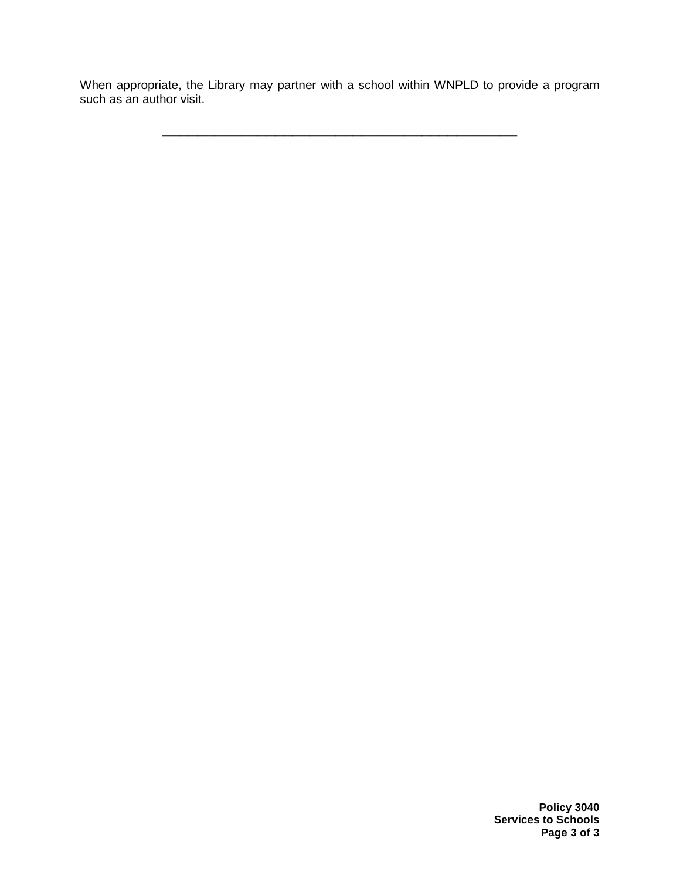When appropriate, the Library may partner with a school within WNPLD to provide a program such as an author visit.

---